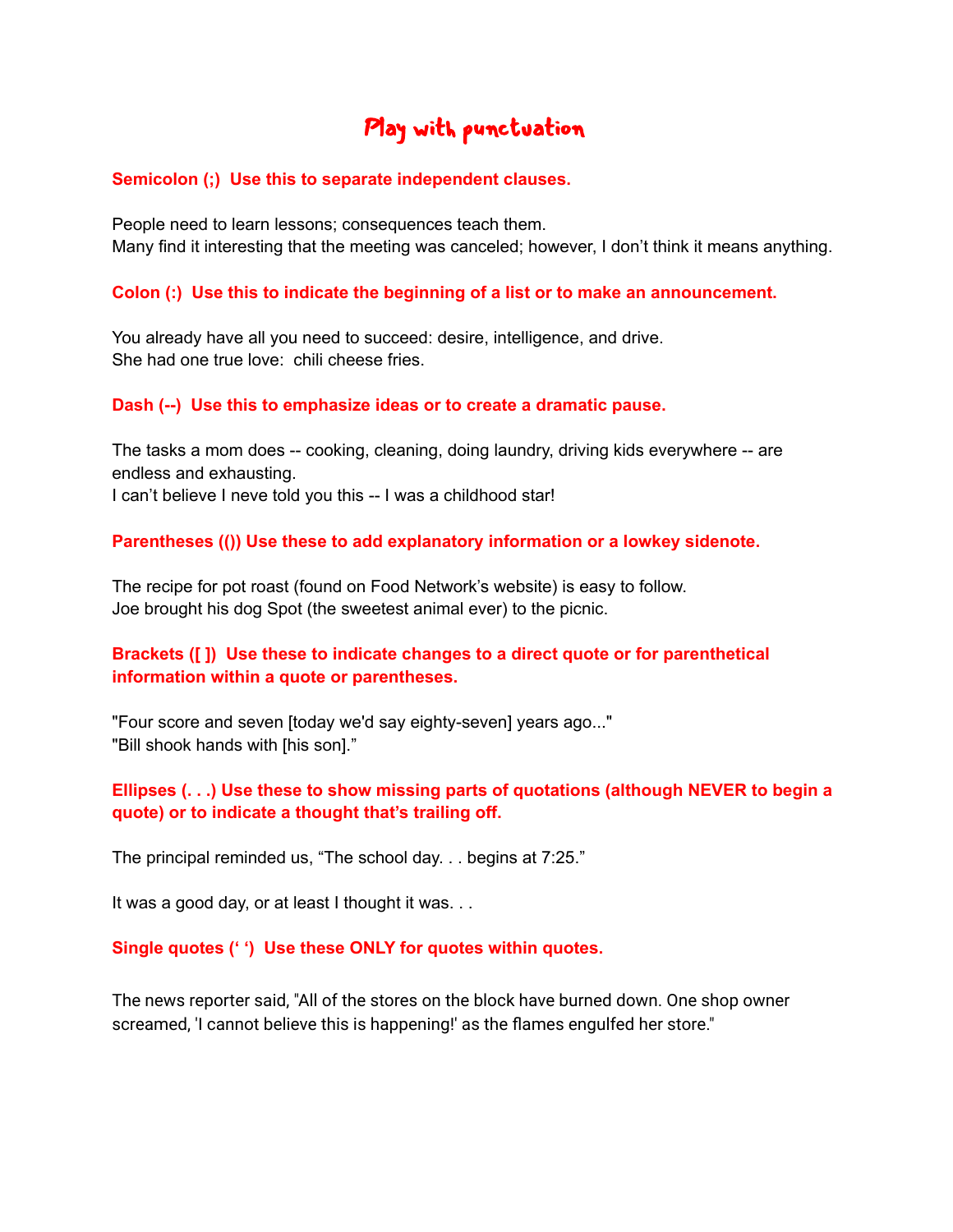# Play with punctuation

**Semicolon (;)  Use this to separate independent clauses.**

People need to learn lessons; consequences teach them.
Many find it interesting that the meeting was canceled; however, I don't think it means anything.

**Colon (:)  Use this to indicate the beginning of a list or to make an announcement.**

You already have all you need to succeed: desire, intelligence, and drive.
She had one true love:  chili cheese fries.

**Dash (--)  Use this to emphasize ideas or to create a dramatic pause.**

The tasks a mom does -- cooking, cleaning, doing laundry, driving kids everywhere -- are endless and exhausting.
I can't believe I neve told you this -- I was a childhood star!

**Parentheses (()) Use these to add explanatory information or a lowkey sidenote.**

The recipe for pot roast (found on Food Network's website) is easy to follow.
Joe brought his dog Spot (the sweetest animal ever) to the picnic.

**Brackets ([ ])  Use these to indicate changes to a direct quote or for parenthetical information within a quote or parentheses.**

"Four score and seven [today we'd say eighty-seven] years ago..."
"Bill shook hands with [his son]."

**Ellipses (. . .) Use these to show missing parts of quotations (although NEVER to begin a quote) or to indicate a thought that's trailing off.**

The principal reminded us, "The school day. . . begins at 7:25."

It was a good day, or at least I thought it was. . .

**Single quotes (' ')  Use these ONLY for quotes within quotes.**

The news reporter said, "All of the stores on the block have burned down. One shop owner screamed, 'I cannot believe this is happening!' as the flames engulfed her store."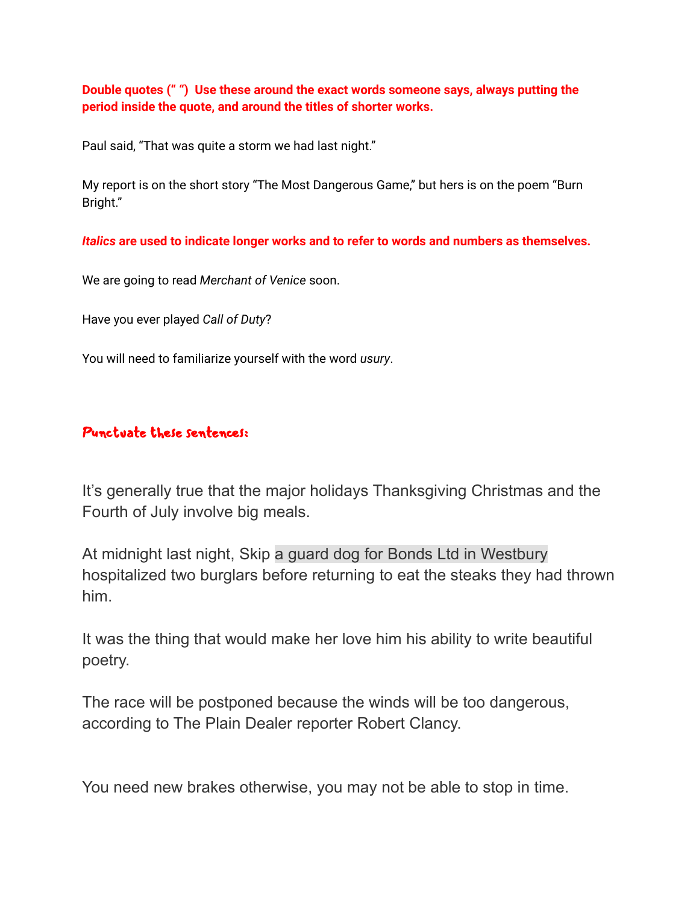**Double quotes (" ") Use these around the exact words someone says, always putting the period inside the quote, and around the titles of shorter works.**

Paul said, "That was quite a storm we had last night."

My report is on the short story "The Most Dangerous Game," but hers is on the poem "Burn Bright."

***Italics* are used to indicate longer works and to refer to words and numbers as themselves.**

We are going to read *Merchant of Venice* soon.

Have you ever played *Call of Duty*?

You will need to familiarize yourself with the word *usury*.

**Punctuate these sentences:**

It's generally true that the major holidays Thanksgiving Christmas and the Fourth of July involve big meals.

At midnight last night, Skip a guard dog for Bonds Ltd in Westbury hospitalized two burglars before returning to eat the steaks they had thrown him.

It was the thing that would make her love him his ability to write beautiful poetry.

The race will be postponed because the winds will be too dangerous, according to The Plain Dealer reporter Robert Clancy.

You need new brakes otherwise, you may not be able to stop in time.